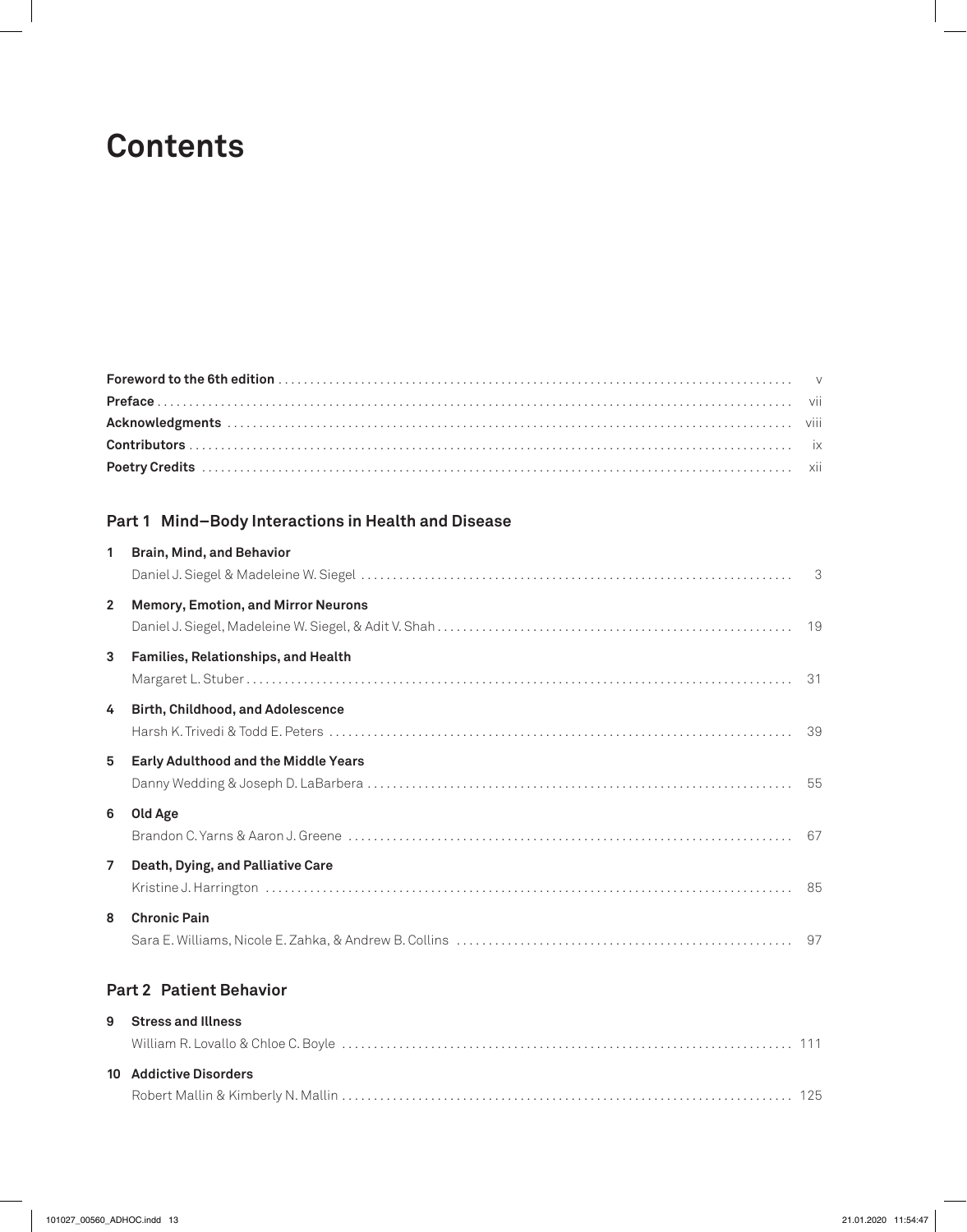# Contents

**Foreword to the 6th edition** ..... v
**Preface** ..... vii
**Acknowledgments** ..... viii
**Contributors** ..... ix
**Poetry Credits** ..... xii

## Part 1 Mind–Body Interactions in Health and Disease

**1 Brain, Mind, and Behavior**
Daniel J. Siegel & Madeleine W. Siegel ..... 3

**2 Memory, Emotion, and Mirror Neurons**
Daniel J. Siegel, Madeleine W. Siegel, & Adit V. Shah ..... 19

**3 Families, Relationships, and Health**
Margaret L. Stuber ..... 31

**4 Birth, Childhood, and Adolescence**
Harsh K. Trivedi & Todd E. Peters ..... 39

**5 Early Adulthood and the Middle Years**
Danny Wedding & Joseph D. LaBarbera ..... 55

**6 Old Age**
Brandon C. Yarns & Aaron J. Greene ..... 67

**7 Death, Dying, and Palliative Care**
Kristine J. Harrington ..... 85

**8 Chronic Pain**
Sara E. Williams, Nicole E. Zahka, & Andrew B. Collins ..... 97

## Part 2 Patient Behavior

**9 Stress and Illness**
William R. Lovallo & Chloe C. Boyle ..... 111

**10 Addictive Disorders**
Robert Mallin & Kimberly N. Mallin ..... 125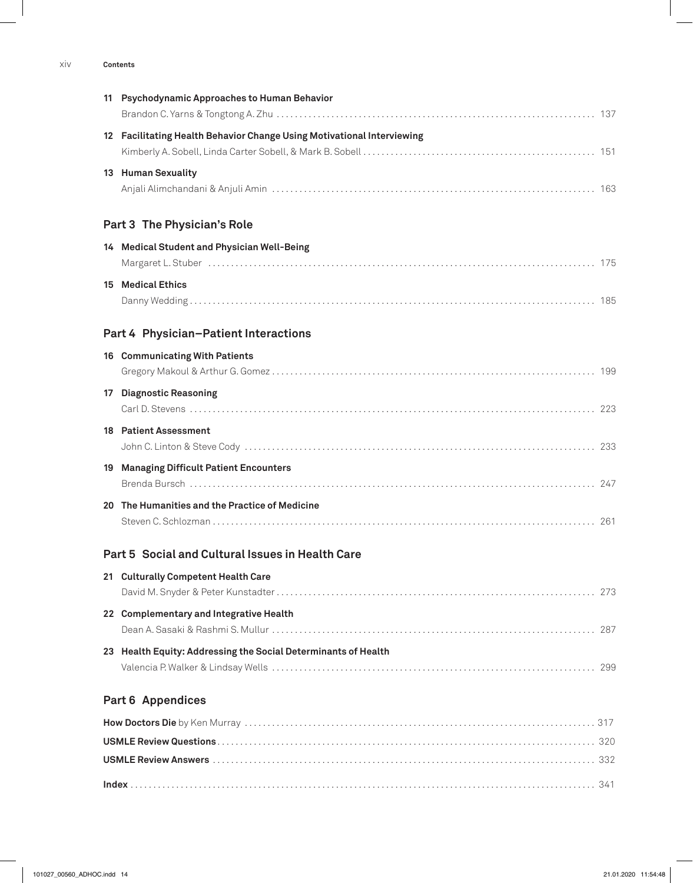**11 Psychodynamic Approaches to Human Behavior**
Brandon C. Yarns & Tongtong A. Zhu ..... 137

**12 Facilitating Health Behavior Change Using Motivational Interviewing**
Kimberly A. Sobell, Linda Carter Sobell, & Mark B. Sobell ..... 151

**13 Human Sexuality**
Anjali Alimchandani & Anjuli Amin ..... 163

## Part 3 The Physician's Role

**14 Medical Student and Physician Well-Being**
Margaret L. Stuber ..... 175

**15 Medical Ethics**
Danny Wedding ..... 185

## Part 4 Physician–Patient Interactions

**16 Communicating With Patients**
Gregory Makoul & Arthur G. Gomez ..... 199

**17 Diagnostic Reasoning**
Carl D. Stevens ..... 223

**18 Patient Assessment**
John C. Linton & Steve Cody ..... 233

**19 Managing Difficult Patient Encounters**
Brenda Bursch ..... 247

**20 The Humanities and the Practice of Medicine**
Steven C. Schlozman ..... 261

## Part 5 Social and Cultural Issues in Health Care

**21 Culturally Competent Health Care**
David M. Snyder & Peter Kunstadter ..... 273

**22 Complementary and Integrative Health**
Dean A. Sasaki & Rashmi S. Mullur ..... 287

**23 Health Equity: Addressing the Social Determinants of Health**
Valencia P. Walker & Lindsay Wells ..... 299

## Part 6 Appendices

**How Doctors Die** by Ken Murray ..... 317

**USMLE Review Questions** ..... 320

**USMLE Review Answers** ..... 332

**Index** ..... 341